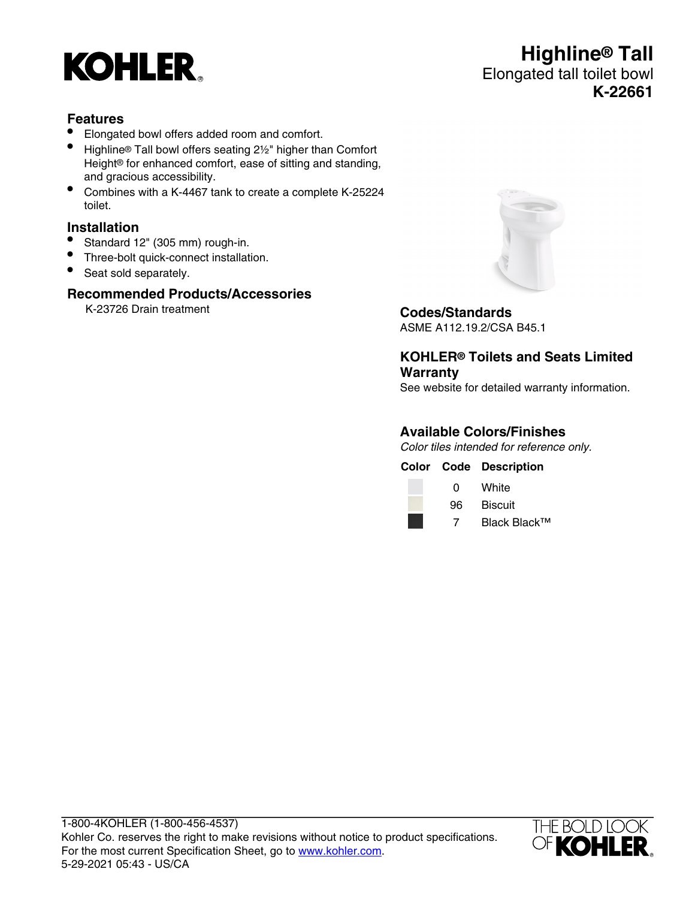# Highline® Tall

Elongated tall toilet bowl

**K-22661**

## Features

- Elongated bowl offers added room and comfort.
- Highline® Tall bowl offers seating 2½" higher than Comfort Height® for enhanced comfort, ease of sitting and standing, and gracious accessibility.
- Combines with a K-4467 tank to create a complete K-25224 toilet.

## Installation

- Standard 12" (305 mm) rough-in.
- Three-bolt quick-connect installation.
- Seat sold separately.

## Recommended Products/Accessories

K-23726 Drain treatment

## Codes/Standards

ASME A112.19.2/CSA B45.1

## KOHLER® Toilets and Seats Limited Warranty

See website for detailed warranty information.

## Available Colors/Finishes

*Color tiles intended for reference only.*

| Color | Code | Description |
|---|---|---|
| | 0 | White |
| | 96 | Biscuit |
| | 7 | Black Black™ |

1-800-4KOHLER (1-800-456-4537)
Kohler Co. reserves the right to make revisions without notice to product specifications.
For the most current Specification Sheet, go to www.kohler.com.
5-29-2021 05:43 - US/CA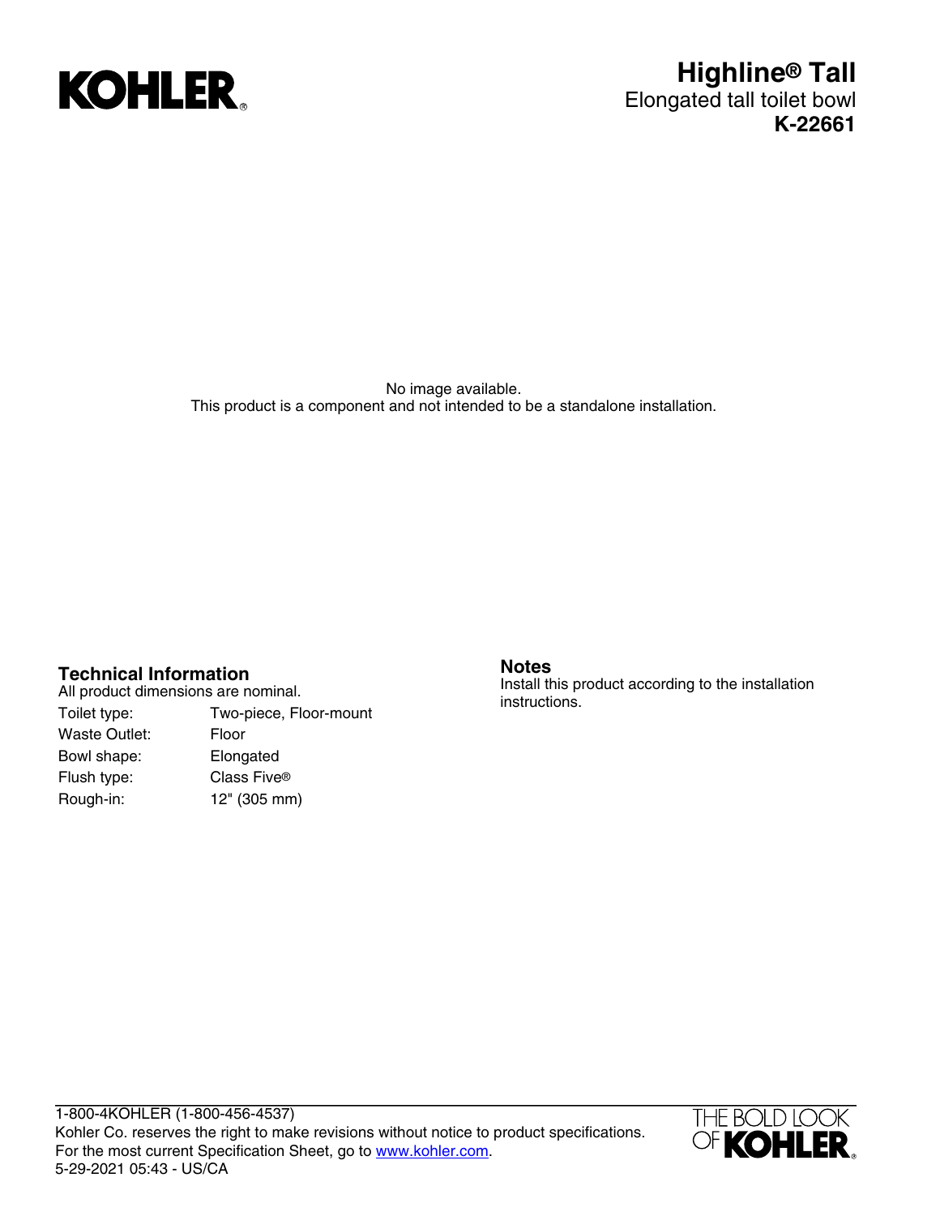# Highline® Tall

Elongated tall toilet bowl

**K-22661**

No image available.
This product is a component and not intended to be a standalone installation.

## Technical Information

All product dimensions are nominal.

| | |
|---|---|
| Toilet type: | Two-piece, Floor-mount |
| Waste Outlet: | Floor |
| Bowl shape: | Elongated |
| Flush type: | Class Five® |
| Rough-in: | 12" (305 mm) |

## Notes

Install this product according to the installation instructions.

1-800-4KOHLER (1-800-456-4537)
Kohler Co. reserves the right to make revisions without notice to product specifications.
For the most current Specification Sheet, go to www.kohler.com.
5-29-2021 05:43 - US/CA